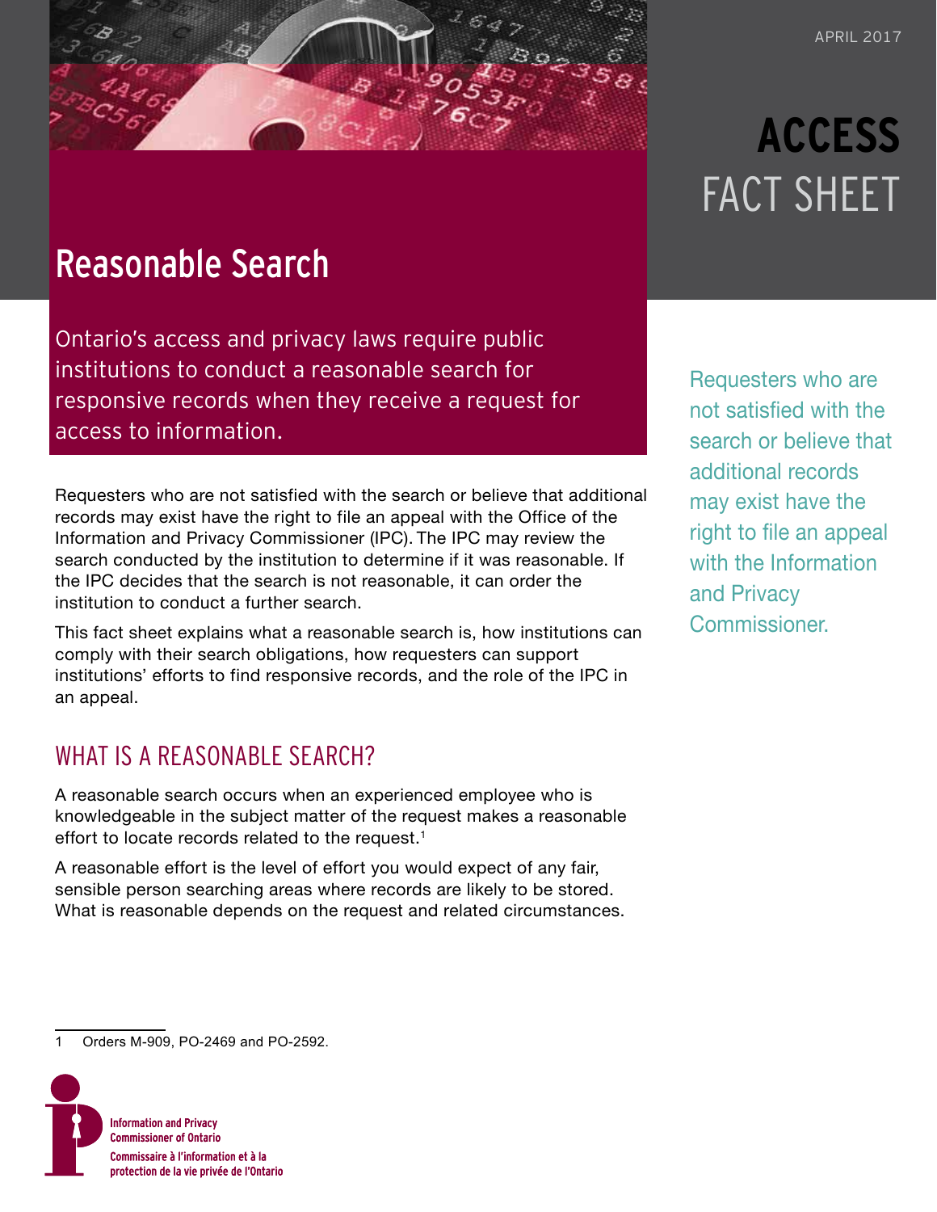APRIL 2017

**ACCESS** FACT SHEET

# Reasonable Search

Ontario's access and privacy laws require public institutions to conduct a reasonable search for responsive records when they receive a request for access to information.

Requesters who are not satisfied with the search or believe that additional records may exist have the right to file an appeal with the Office of the Information and Privacy Commissioner (IPC). The IPC may review the search conducted by the institution to determine if it was reasonable. If the IPC decides that the search is not reasonable, it can order the institution to conduct a further search.

This fact sheet explains what a reasonable search is, how institutions can comply with their search obligations, how requesters can support institutions' efforts to find responsive records, and the role of the IPC in an appeal.

Requesters who are not satisfied with the search or believe that additional records may exist have the right to file an appeal with the Information and Privacy Commissioner.

## WHAT IS A REASONABLE SEARCH?

A reasonable search occurs when an experienced employee who is knowledgeable in the subject matter of the request makes a reasonable effort to locate records related to the request.[1]

A reasonable effort is the level of effort you would expect of any fair, sensible person searching areas where records are likely to be stored. What is reasonable depends on the request and related circumstances.

1 Orders M-909, PO-2469 and PO-2592.

Information and Privacy Commissioner of Ontario
Commissaire à l'information et à la protection de la vie privée de l'Ontario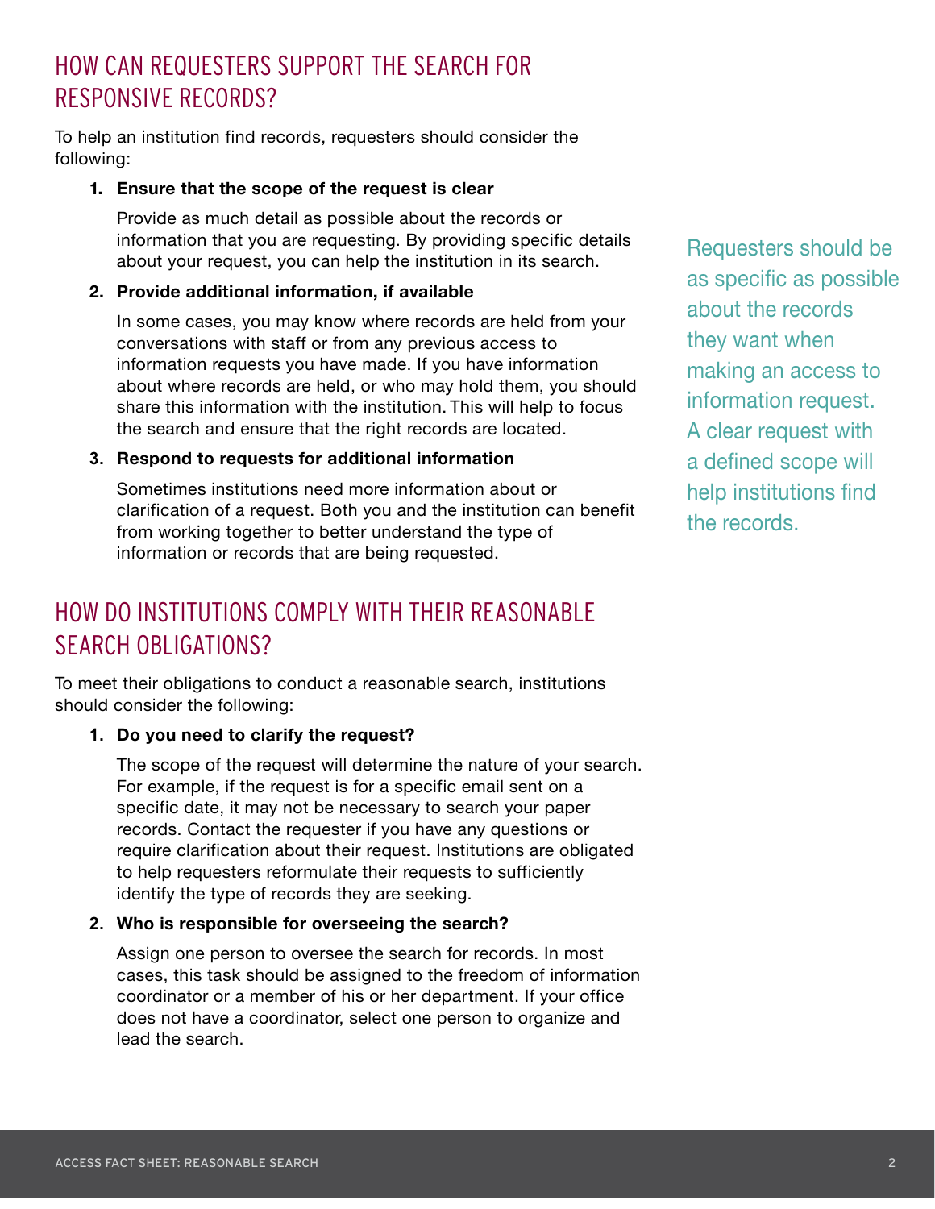## HOW CAN REQUESTERS SUPPORT THE SEARCH FOR RESPONSIVE RECORDS?

To help an institution find records, requesters should consider the following:

1. **Ensure that the scope of the request is clear**

   Provide as much detail as possible about the records or information that you are requesting. By providing specific details about your request, you can help the institution in its search.

2. **Provide additional information, if available**

   In some cases, you may know where records are held from your conversations with staff or from any previous access to information requests you have made. If you have information about where records are held, or who may hold them, you should share this information with the institution. This will help to focus the search and ensure that the right records are located.

3. **Respond to requests for additional information**

   Sometimes institutions need more information about or clarification of a request. Both you and the institution can benefit from working together to better understand the type of information or records that are being requested.

Requesters should be as specific as possible about the records they want when making an access to information request. A clear request with a defined scope will help institutions find the records.

## HOW DO INSTITUTIONS COMPLY WITH THEIR REASONABLE SEARCH OBLIGATIONS?

To meet their obligations to conduct a reasonable search, institutions should consider the following:

1. **Do you need to clarify the request?**

   The scope of the request will determine the nature of your search. For example, if the request is for a specific email sent on a specific date, it may not be necessary to search your paper records. Contact the requester if you have any questions or require clarification about their request. Institutions are obligated to help requesters reformulate their requests to sufficiently identify the type of records they are seeking.

2. **Who is responsible for overseeing the search?**

   Assign one person to oversee the search for records. In most cases, this task should be assigned to the freedom of information coordinator or a member of his or her department. If your office does not have a coordinator, select one person to organize and lead the search.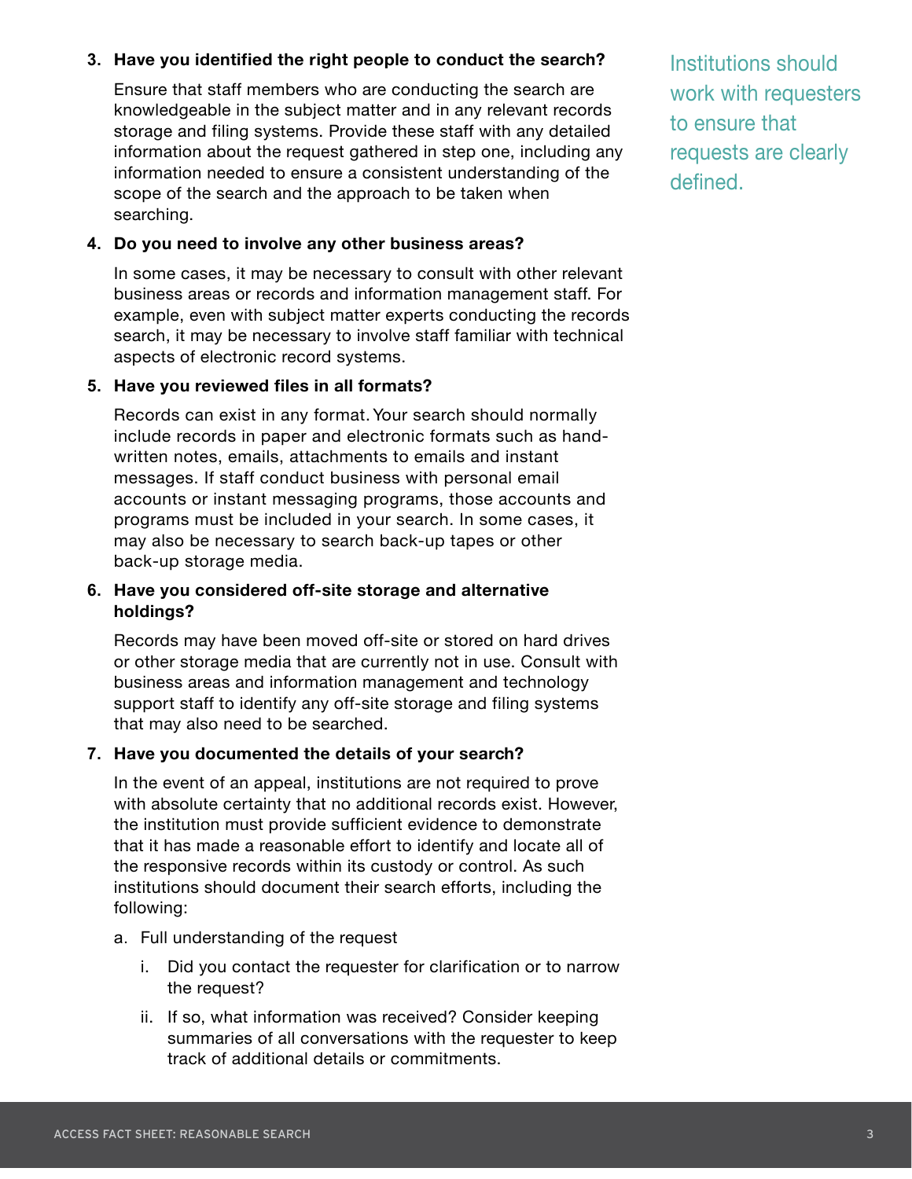3. **Have you identified the right people to conduct the search?**

   Ensure that staff members who are conducting the search are knowledgeable in the subject matter and in any relevant records storage and filing systems. Provide these staff with any detailed information about the request gathered in step one, including any information needed to ensure a consistent understanding of the scope of the search and the approach to be taken when searching.

4. **Do you need to involve any other business areas?**

   In some cases, it may be necessary to consult with other relevant business areas or records and information management staff. For example, even with subject matter experts conducting the records search, it may be necessary to involve staff familiar with technical aspects of electronic record systems.

5. **Have you reviewed files in all formats?**

   Records can exist in any format. Your search should normally include records in paper and electronic formats such as hand-written notes, emails, attachments to emails and instant messages. If staff conduct business with personal email accounts or instant messaging programs, those accounts and programs must be included in your search. In some cases, it may also be necessary to search back-up tapes or other back-up storage media.

6. **Have you considered off-site storage and alternative holdings?**

   Records may have been moved off-site or stored on hard drives or other storage media that are currently not in use. Consult with business areas and information management and technology support staff to identify any off-site storage and filing systems that may also need to be searched.

7. **Have you documented the details of your search?**

   In the event of an appeal, institutions are not required to prove with absolute certainty that no additional records exist. However, the institution must provide sufficient evidence to demonstrate that it has made a reasonable effort to identify and locate all of the responsive records within its custody or control. As such institutions should document their search efforts, including the following:

   a. Full understanding of the request

      i. Did you contact the requester for clarification or to narrow the request?

      ii. If so, what information was received? Consider keeping summaries of all conversations with the requester to keep track of additional details or commitments.

Institutions should work with requesters to ensure that requests are clearly defined.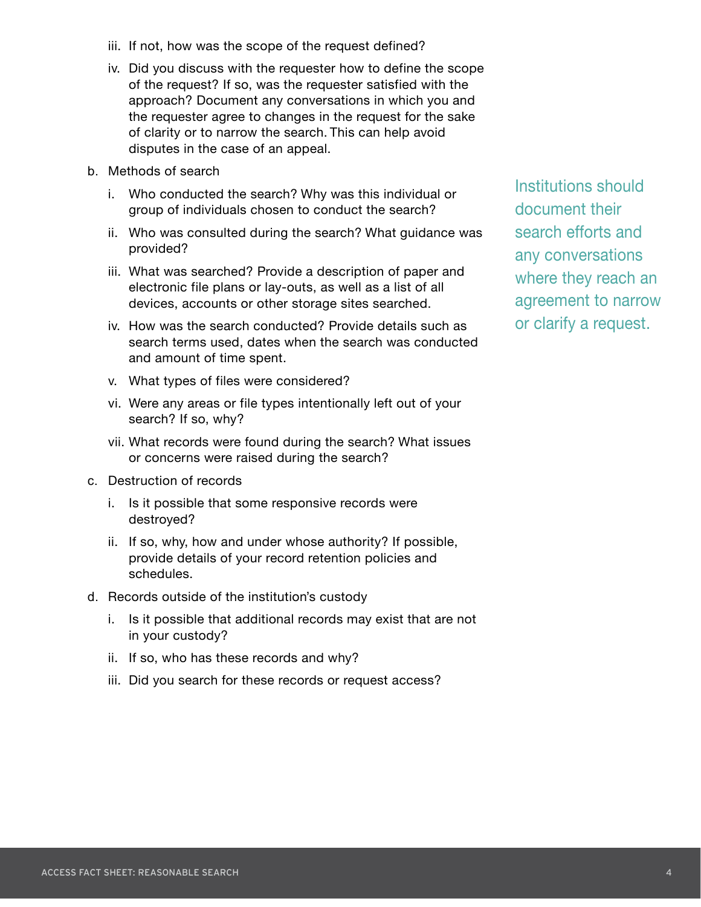iii. If not, how was the scope of the request defined?

   iv. Did you discuss with the requester how to define the scope of the request? If so, was the requester satisfied with the approach? Document any conversations in which you and the requester agree to changes in the request for the sake of clarity or to narrow the search. This can help avoid disputes in the case of an appeal.

b. Methods of search

   i. Who conducted the search? Why was this individual or group of individuals chosen to conduct the search?

   ii. Who was consulted during the search? What guidance was provided?

   iii. What was searched? Provide a description of paper and electronic file plans or lay-outs, as well as a list of all devices, accounts or other storage sites searched.

   iv. How was the search conducted? Provide details such as search terms used, dates when the search was conducted and amount of time spent.

   v. What types of files were considered?

   vi. Were any areas or file types intentionally left out of your search? If so, why?

   vii. What records were found during the search? What issues or concerns were raised during the search?

c. Destruction of records

   i. Is it possible that some responsive records were destroyed?

   ii. If so, why, how and under whose authority? If possible, provide details of your record retention policies and schedules.

d. Records outside of the institution's custody

   i. Is it possible that additional records may exist that are not in your custody?

   ii. If so, who has these records and why?

   iii. Did you search for these records or request access?

Institutions should document their search efforts and any conversations where they reach an agreement to narrow or clarify a request.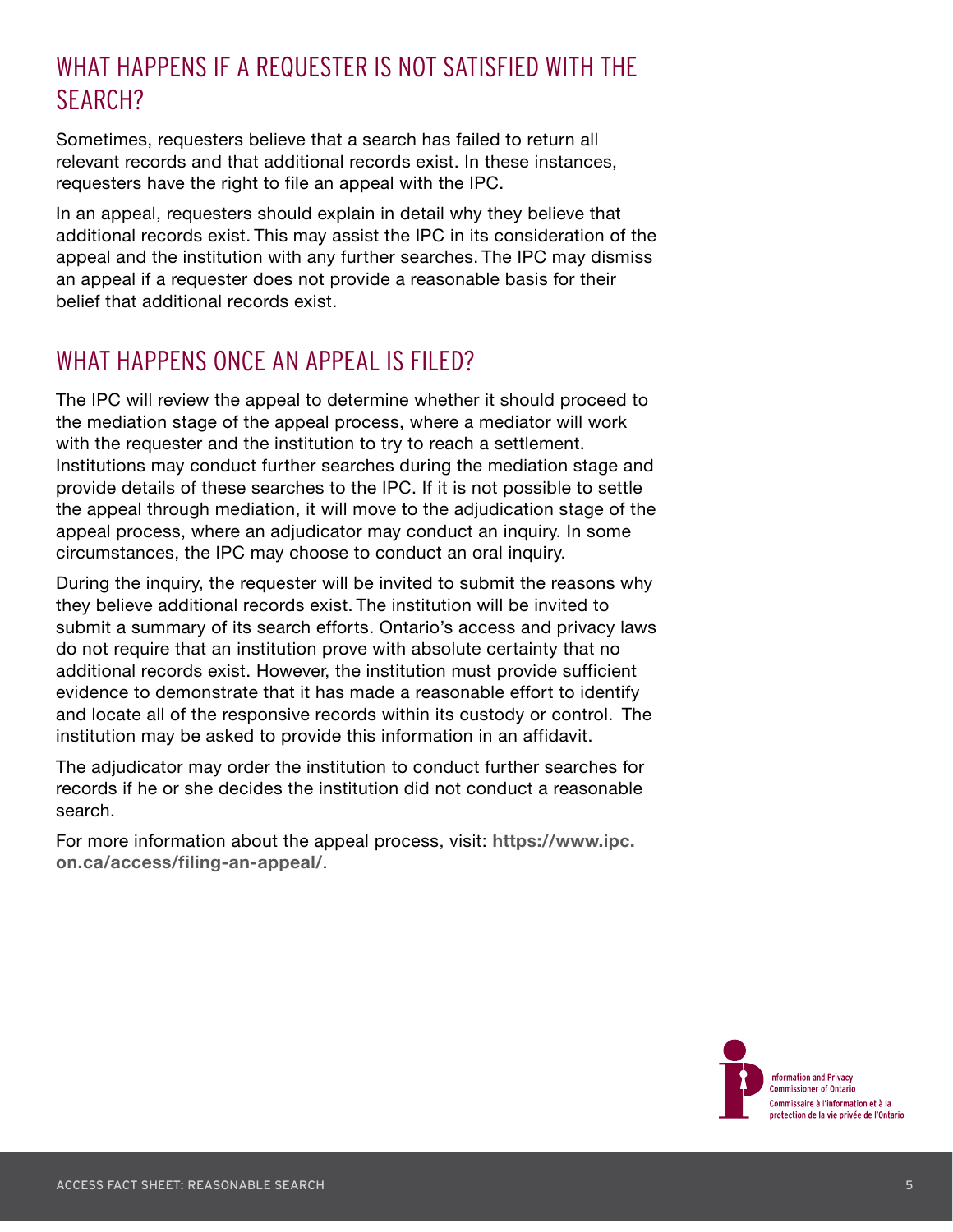## WHAT HAPPENS IF A REQUESTER IS NOT SATISFIED WITH THE SEARCH?

Sometimes, requesters believe that a search has failed to return all relevant records and that additional records exist. In these instances, requesters have the right to file an appeal with the IPC.

In an appeal, requesters should explain in detail why they believe that additional records exist. This may assist the IPC in its consideration of the appeal and the institution with any further searches. The IPC may dismiss an appeal if a requester does not provide a reasonable basis for their belief that additional records exist.

## WHAT HAPPENS ONCE AN APPEAL IS FILED?

The IPC will review the appeal to determine whether it should proceed to the mediation stage of the appeal process, where a mediator will work with the requester and the institution to try to reach a settlement. Institutions may conduct further searches during the mediation stage and provide details of these searches to the IPC. If it is not possible to settle the appeal through mediation, it will move to the adjudication stage of the appeal process, where an adjudicator may conduct an inquiry. In some circumstances, the IPC may choose to conduct an oral inquiry.

During the inquiry, the requester will be invited to submit the reasons why they believe additional records exist. The institution will be invited to submit a summary of its search efforts. Ontario's access and privacy laws do not require that an institution prove with absolute certainty that no additional records exist. However, the institution must provide sufficient evidence to demonstrate that it has made a reasonable effort to identify and locate all of the responsive records within its custody or control. The institution may be asked to provide this information in an affidavit.

The adjudicator may order the institution to conduct further searches for records if he or she decides the institution did not conduct a reasonable search.

For more information about the appeal process, visit: **https://www.ipc.on.ca/access/filing-an-appeal/**.

Information and Privacy Commissioner of Ontario
Commissaire à l'information et à la protection de la vie privée de l'Ontario